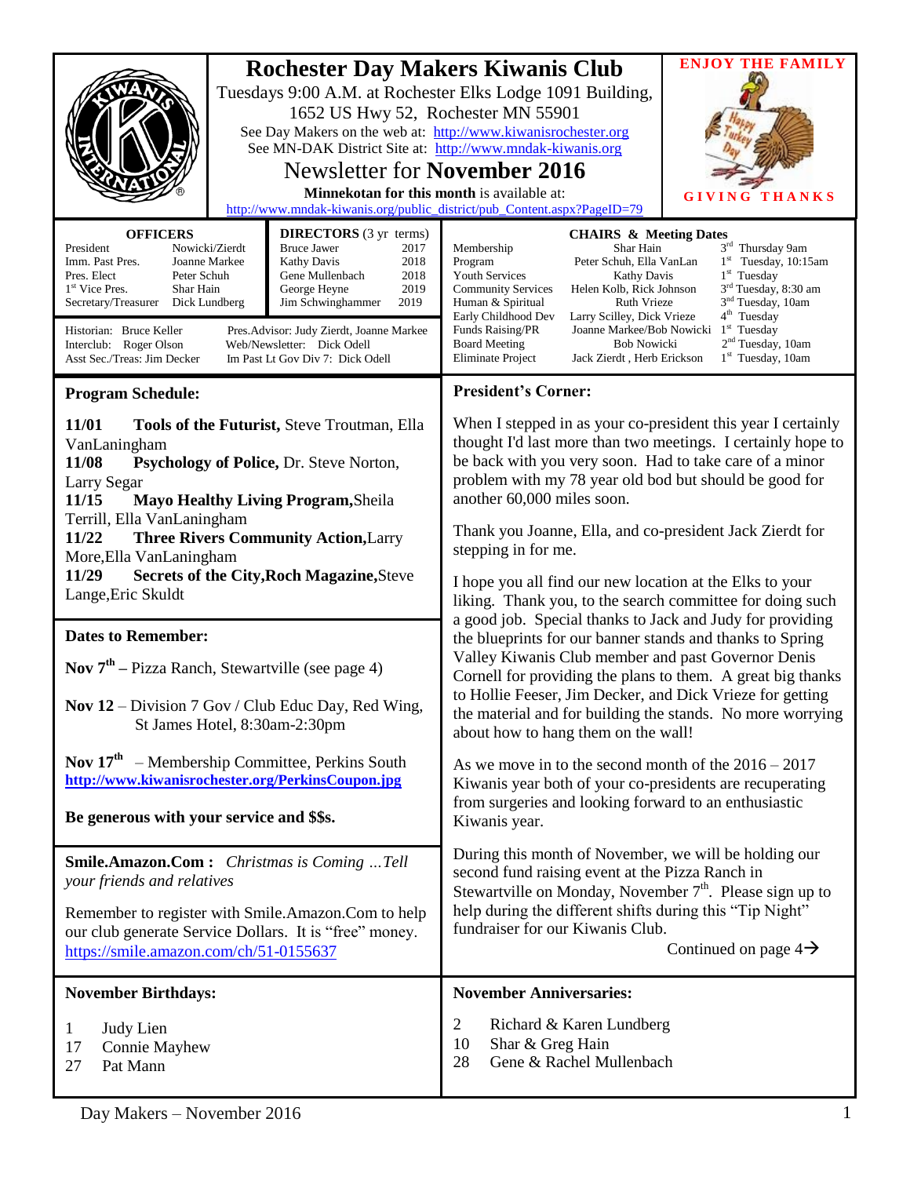# Rochester Day Makers Kiwanis Club

Tuesdays 9:00 A.M. at Rochester Elks Lodge 1091 Building, 1652 US Hwy 52, Rochester MN 55901

See Day Makers on the web at: http://www.kiwanisrochester.org

See MN-DAK District Site at: http://www.mndak-kiwanis.org

## Newsletter for November 2016

**Minnekotan for this month** is available at: http://www.mndak-kiwanis.org/public_district/pub_Content.aspx?PageID=79

**ENJOY THE FAMILY**

**GIVING THANKS**

| OFFICERS | |
|---|---|
| President | Nowicki/Zierdt |
| Imm. Past Pres. | Joanne Markee |
| Pres. Elect | Peter Schuh |
| 1st Vice Pres. | Shar Hain |
| Secretary/Treasurer | Dick Lundberg |

| DIRECTORS (3 yr terms) | |
|---|---|
| Bruce Jawer | 2017 |
| Kathy Davis | 2018 |
| Gene Mullenbach | 2018 |
| George Heyne | 2019 |
| Jim Schwinghammer | 2019 |

Historian: Bruce Keller
Interclub: Roger Olson
Asst Sec./Treas: Jim Decker
Pres.Advisor: Judy Zierdt, Joanne Markee
Web/Newsletter: Dick Odell
Im Past Lt Gov Div 7: Dick Odell

| CHAIRS & Meeting Dates | | |
|---|---|---|
| Membership | Shar Hain | 3rd Thursday 9am |
| Program | Peter Schuh, Ella VanLan | 1st Tuesday, 10:15am |
| Youth Services | Kathy Davis | 1st Tuesday |
| Community Services | Helen Kolb, Rick Johnson | 3rd Tuesday, 8:30 am |
| Human & Spiritual | Ruth Vrieze | 3nd Tuesday, 10am |
| Early Childhood Dev | Larry Scilley, Dick Vrieze | 4th Tuesday |
| Funds Raising/PR | Joanne Markee/Bob Nowicki | 1st Tuesday |
| Board Meeting | Bob Nowicki | 2nd Tuesday, 10am |
| Eliminate Project | Jack Zierdt , Herb Erickson | 1st Tuesday, 10am |

## Program Schedule:

**11/01 Tools of the Futurist,** Steve Troutman, Ella VanLaningham
**11/08 Psychology of Police,** Dr. Steve Norton, Larry Segar
**11/15 Mayo Healthy Living Program,** Sheila Terrill, Ella VanLaningham
**11/22 Three Rivers Community Action,** Larry More, Ella VanLaningham
**11/29 Secrets of the City, Roch Magazine,** Steve Lange, Eric Skuldt

## Dates to Remember:

**Nov 7th** – Pizza Ranch, Stewartville (see page 4)

**Nov 12** – Division 7 Gov / Club Educ Day, Red Wing, St James Hotel, 8:30am-2:30pm

**Nov 17th** – Membership Committee, Perkins South
**http://www.kiwanisrochester.org/PerkinsCoupon.jpg**

**Be generous with your service and $$s.**

**Smile.Amazon.Com :** *Christmas is Coming …Tell your friends and relatives*

Remember to register with Smile.Amazon.Com to help our club generate Service Dollars. It is "free" money.
https://smile.amazon.com/ch/51-0155637

## President's Corner:

When I stepped in as your co-president this year I certainly thought I'd last more than two meetings. I certainly hope to be back with you very soon. Had to take care of a minor problem with my 78 year old bod but should be good for another 60,000 miles soon.

Thank you Joanne, Ella, and co-president Jack Zierdt for stepping in for me.

I hope you all find our new location at the Elks to your liking. Thank you, to the search committee for doing such a good job. Special thanks to Jack and Judy for providing the blueprints for our banner stands and thanks to Spring Valley Kiwanis Club member and past Governor Denis Cornell for providing the plans to them. A great big thanks to Hollie Feeser, Jim Decker, and Dick Vrieze for getting the material and for building the stands. No more worrying about how to hang them on the wall!

As we move in to the second month of the 2016 – 2017 Kiwanis year both of your co-presidents are recuperating from surgeries and looking forward to an enthusiastic Kiwanis year.

During this month of November, we will be holding our second fund raising event at the Pizza Ranch in Stewartville on Monday, November 7th. Please sign up to help during the different shifts during this "Tip Night" fundraiser for our Kiwanis Club.

Continued on page 4→

## November Birthdays:

1 Judy Lien
17 Connie Mayhew
27 Pat Mann

## November Anniversaries:

2 Richard & Karen Lundberg
10 Shar & Greg Hain
28 Gene & Rachel Mullenbach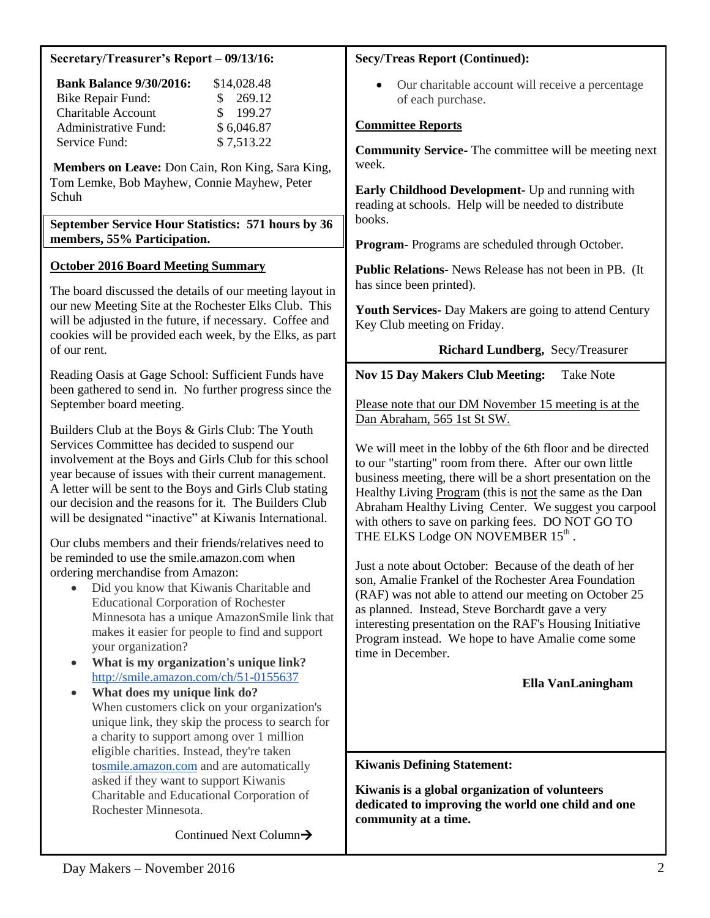**Secretary/Treasurer's Report – 09/13/16:**

| | |
|---|---|
| **Bank Balance 9/30/2016:** | $14,028.48 |
| Bike Repair Fund: | $ 269.12 |
| Charitable Account | $ 199.27 |
| Administrative Fund: | $ 6,046.87 |
| Service Fund: | $ 7,513.22 |

**Members on Leave:** Don Cain, Ron King, Sara King, Tom Lemke, Bob Mayhew, Connie Mayhew, Peter Schuh

**September Service Hour Statistics: 571 hours by 36 members, 55% Participation.**

**October 2016 Board Meeting Summary**

The board discussed the details of our meeting layout in our new Meeting Site at the Rochester Elks Club. This will be adjusted in the future, if necessary. Coffee and cookies will be provided each week, by the Elks, as part of our rent.

Reading Oasis at Gage School: Sufficient Funds have been gathered to send in. No further progress since the September board meeting.

Builders Club at the Boys & Girls Club: The Youth Services Committee has decided to suspend our involvement at the Boys and Girls Club for this school year because of issues with their current management. A letter will be sent to the Boys and Girls Club stating our decision and the reasons for it. The Builders Club will be designated "inactive" at Kiwanis International.

Our clubs members and their friends/relatives need to be reminded to use the smile.amazon.com when ordering merchandise from Amazon:

- Did you know that Kiwanis Charitable and Educational Corporation of Rochester Minnesota has a unique AmazonSmile link that makes it easier for people to find and support your organization?
- **What is my organization's unique link?** http://smile.amazon.com/ch/51-0155637
- **What does my unique link do?** When customers click on your organization's unique link, they skip the process to search for a charity to support among over 1 million eligible charities. Instead, they're taken tosmile.amazon.com and are automatically asked if they want to support Kiwanis Charitable and Educational Corporation of Rochester Minnesota.

Continued Next Column→

**Secy/Treas Report (Continued):**

- Our charitable account will receive a percentage of each purchase.

**Committee Reports**

**Community Service-** The committee will be meeting next week.

**Early Childhood Development-** Up and running with reading at schools. Help will be needed to distribute books.

**Program-** Programs are scheduled through October.

**Public Relations-** News Release has not been in PB. (It has since been printed).

**Youth Services-** Day Makers are going to attend Century Key Club meeting on Friday.

**Richard Lundberg,** Secy/Treasurer

**Nov 15 Day Makers Club Meeting:** Take Note

Please note that our DM November 15 meeting is at the Dan Abraham, 565 1st St SW.

We will meet in the lobby of the 6th floor and be directed to our "starting" room from there. After our own little business meeting, there will be a short presentation on the Healthy Living Program (this is not the same as the Dan Abraham Healthy Living Center. We suggest you carpool with others to save on parking fees. DO NOT GO TO THE ELKS Lodge ON NOVEMBER 15th.

Just a note about October: Because of the death of her son, Amalie Frankel of the Rochester Area Foundation (RAF) was not able to attend our meeting on October 25 as planned. Instead, Steve Borchardt gave a very interesting presentation on the RAF's Housing Initiative Program instead. We hope to have Amalie come some time in December.

**Ella VanLaningham**

**Kiwanis Defining Statement:**

**Kiwanis is a global organization of volunteers dedicated to improving the world one child and one community at a time.**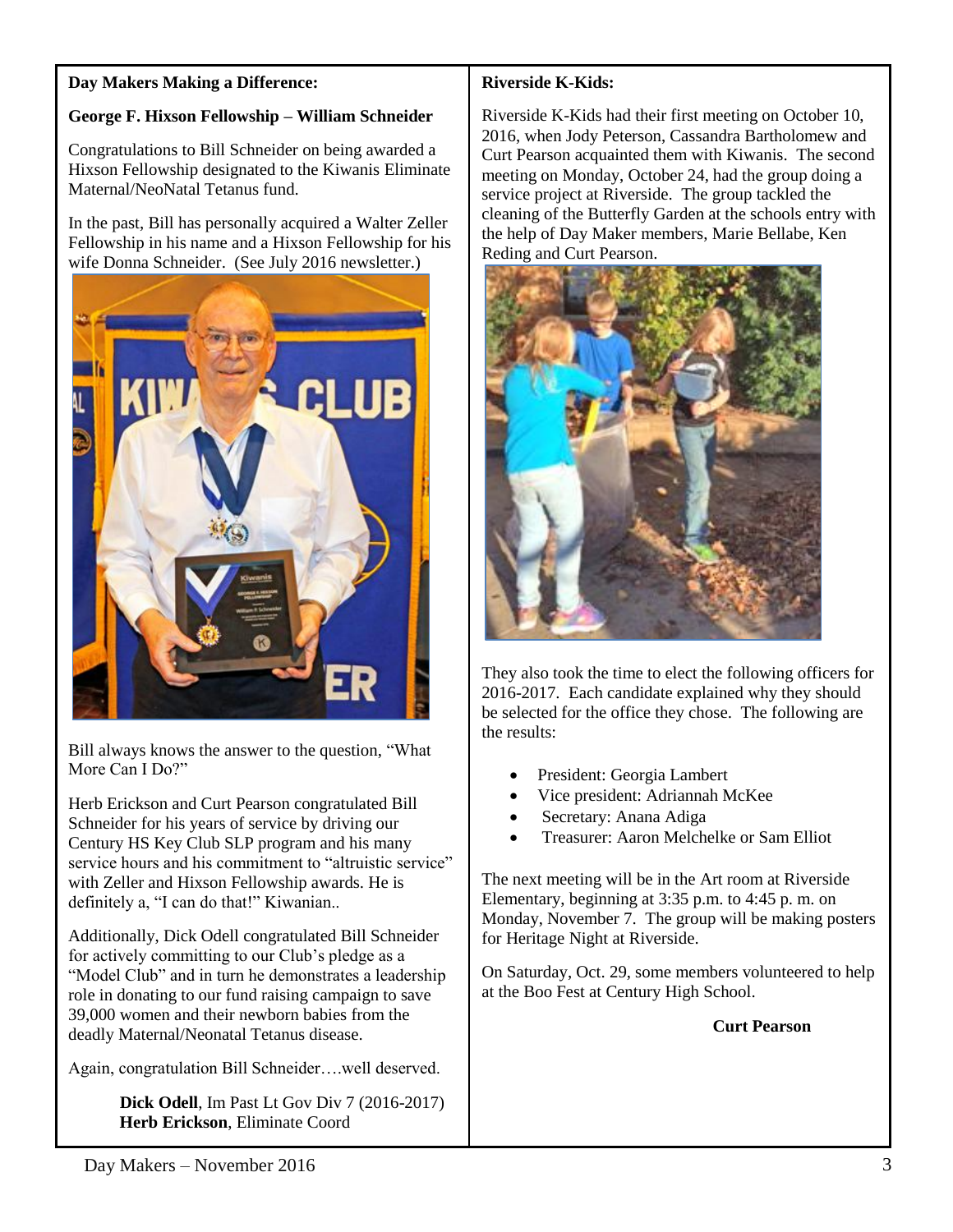**Day Makers Making a Difference:**

**George F. Hixson Fellowship – William Schneider**

Congratulations to Bill Schneider on being awarded a Hixson Fellowship designated to the Kiwanis Eliminate Maternal/NeoNatal Tetanus fund.

In the past, Bill has personally acquired a Walter Zeller Fellowship in his name and a Hixson Fellowship for his wife Donna Schneider. (See July 2016 newsletter.)

Bill always knows the answer to the question, "What More Can I Do?"

Herb Erickson and Curt Pearson congratulated Bill Schneider for his years of service by driving our Century HS Key Club SLP program and his many service hours and his commitment to "altruistic service" with Zeller and Hixson Fellowship awards. He is definitely a, "I can do that!" Kiwanian..

Additionally, Dick Odell congratulated Bill Schneider for actively committing to our Club's pledge as a "Model Club" and in turn he demonstrates a leadership role in donating to our fund raising campaign to save 39,000 women and their newborn babies from the deadly Maternal/Neonatal Tetanus disease.

Again, congratulation Bill Schneider….well deserved.

**Dick Odell**, Im Past Lt Gov Div 7 (2016-2017)
**Herb Erickson**, Eliminate Coord

**Riverside K-Kids:**

Riverside K-Kids had their first meeting on October 10, 2016, when Jody Peterson, Cassandra Bartholomew and Curt Pearson acquainted them with Kiwanis. The second meeting on Monday, October 24, had the group doing a service project at Riverside. The group tackled the cleaning of the Butterfly Garden at the schools entry with the help of Day Maker members, Marie Bellabe, Ken Reding and Curt Pearson.

They also took the time to elect the following officers for 2016-2017. Each candidate explained why they should be selected for the office they chose. The following are the results:

- President: Georgia Lambert
- Vice president: Adriannah McKee
- Secretary: Anana Adiga
- Treasurer: Aaron Melchelke or Sam Elliot

The next meeting will be in the Art room at Riverside Elementary, beginning at 3:35 p.m. to 4:45 p. m. on Monday, November 7. The group will be making posters for Heritage Night at Riverside.

On Saturday, Oct. 29, some members volunteered to help at the Boo Fest at Century High School.

**Curt Pearson**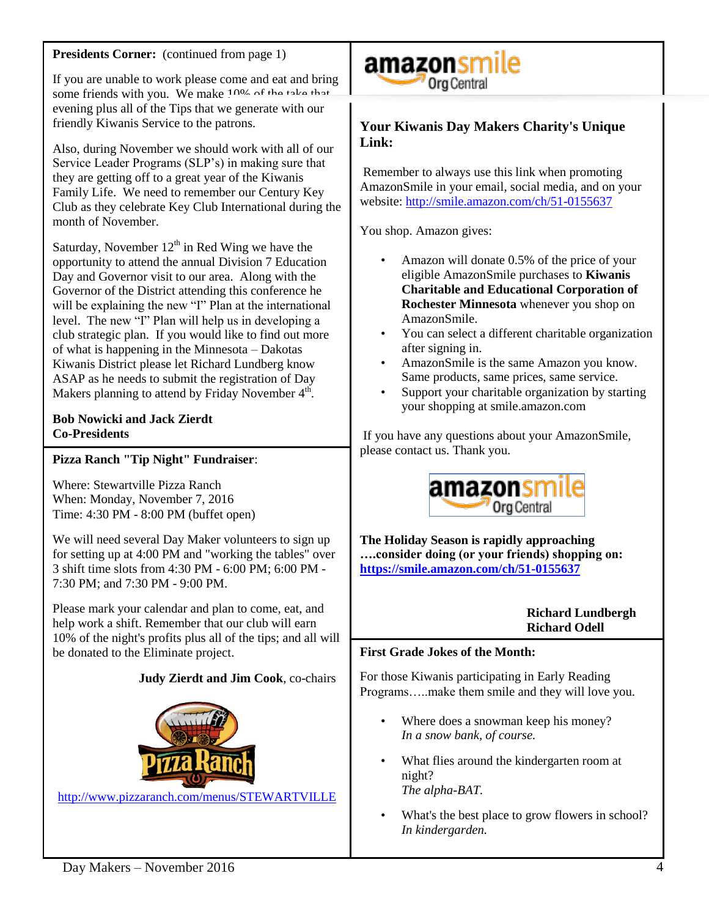**Presidents Corner:** (continued from page 1)

If you are unable to work please come and eat and bring some friends with you. We make 10% of the take that evening plus all of the Tips that we generate with our friendly Kiwanis Service to the patrons.

Also, during November we should work with all of our Service Leader Programs (SLP's) in making sure that they are getting off to a great year of the Kiwanis Family Life. We need to remember our Century Key Club as they celebrate Key Club International during the month of November.

Saturday, November 12th in Red Wing we have the opportunity to attend the annual Division 7 Education Day and Governor visit to our area. Along with the Governor of the District attending this conference he will be explaining the new "I" Plan at the international level. The new "I" Plan will help us in developing a club strategic plan. If you would like to find out more of what is happening in the Minnesota – Dakotas Kiwanis District please let Richard Lundberg know ASAP as he needs to submit the registration of Day Makers planning to attend by Friday November 4th.

**Bob Nowicki and Jack Zierdt**
**Co-Presidents**

**Pizza Ranch "Tip Night" Fundraiser**:

Where: Stewartville Pizza Ranch
When: Monday, November 7, 2016
Time: 4:30 PM - 8:00 PM (buffet open)

We will need several Day Maker volunteers to sign up for setting up at 4:00 PM and "working the tables" over 3 shift time slots from 4:30 PM - 6:00 PM; 6:00 PM - 7:30 PM; and 7:30 PM - 9:00 PM.

Please mark your calendar and plan to come, eat, and help work a shift. Remember that our club will earn 10% of the night's profits plus all of the tips; and all will be donated to the Eliminate project.

**Judy Zierdt and Jim Cook**, co-chairs

http://www.pizzaranch.com/menus/STEWARTVILLE

amazonsmile Org Central

**Your Kiwanis Day Makers Charity's Unique Link:**

Remember to always use this link when promoting AmazonSmile in your email, social media, and on your website: http://smile.amazon.com/ch/51-0155637

You shop. Amazon gives:

- Amazon will donate 0.5% of the price of your eligible AmazonSmile purchases to **Kiwanis Charitable and Educational Corporation of Rochester Minnesota** whenever you shop on AmazonSmile.
- You can select a different charitable organization after signing in.
- AmazonSmile is the same Amazon you know. Same products, same prices, same service.
- Support your charitable organization by starting your shopping at smile.amazon.com

If you have any questions about your AmazonSmile, please contact us. Thank you.

amazonsmile Org Central

**The Holiday Season is rapidly approaching ….consider doing (or your friends) shopping on: https://smile.amazon.com/ch/51-0155637**

**Richard Lundbergh**
**Richard Odell**

**First Grade Jokes of the Month:**

For those Kiwanis participating in Early Reading Programs…..make them smile and they will love you.

- Where does a snowman keep his money?
  *In a snow bank, of course.*
- What flies around the kindergarten room at night?
  *The alpha-BAT.*
- What's the best place to grow flowers in school?
  *In kindergarden.*